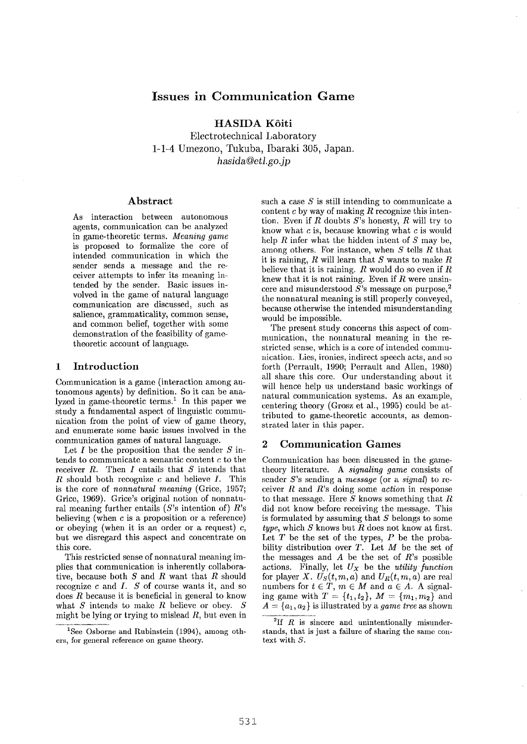# Issues in Communication Game

**HASIDA Kôiti**

Electrotechnical Laboratory
1-1-4 Umezono, Tukuba, Ibaraki 305, Japan.
*hasida@etl.go.jp*

## Abstract

As interaction between autonomous agents, communication can be analyzed in game-theoretic terms. *Meaning game* is proposed to formalize the core of intended communication in which the sender sends a message and the receiver attempts to infer its meaning intended by the sender. Basic issues involved in the game of natural language communication are discussed, such as salience, grammaticality, common sense, and common belief, together with some demonstration of the feasibility of game-theoretic account of language.

## 1 Introduction

Communication is a game (interaction among autonomous agents) by definition. So it can be analyzed in game-theoretic terms.[1] In this paper we study a fundamental aspect of linguistic communication from the point of view of game theory, and enumerate some basic issues involved in the communication games of natural language.

Let $I$ be the proposition that the sender $S$ intends to communicate a semantic content $c$ to the receiver $R$. Then $I$ entails that $S$ intends that $R$ should both recognize $c$ and believe $I$. This is the core of *nonnatural meaning* (Grice, 1957; Grice, 1969). Grice's original notion of nonnatural meaning further entails ($S$'s intention of) $R$'s believing (when $c$ is a proposition or a reference) or obeying (when it is an order or a request) $c$, but we disregard this aspect and concentrate on this core.

This restricted sense of nonnatural meaning implies that communication is inherently collaborative, because both $S$ and $R$ want that $R$ should recognize $c$ and $I$. $S$ of course wants it, and so does $R$ because it is beneficial in general to know what $S$ intends to make $R$ believe or obey. $S$ might be lying or trying to mislead $R$, but even in such a case $S$ is still intending to communicate a content $c$ by way of making $R$ recognize this intention. Even if $R$ doubts $S$'s honesty, $R$ will try to know what $c$ is, because knowing what $c$ is would help $R$ infer what the hidden intent of $S$ may be, among others. For instance, when $S$ tells $R$ that it is raining, $R$ will learn that $S$ wants to make $R$ believe that it is raining. $R$ would do so even if $R$ knew that it is not raining. Even if $R$ were unsincere and misunderstood $S$'s message on purpose,[2] the nonnatural meaning is still properly conveyed, because otherwise the intended misunderstanding would be impossible.

The present study concerns this aspect of communication, the nonnatural meaning in the restricted sense, which is a core of intended communication. Lies, ironies, indirect speech acts, and so forth (Perrault, 1990; Perrault and Allen, 1980) all share this core. Our understanding about it will hence help us understand basic workings of natural communication systems. As an example, centering theory (Grosz et al., 1995) could be attributed to game-theoretic accounts, as demonstrated later in this paper.

## 2 Communication Games

Communication has been discussed in the game-theory literature. A *signaling game* consists of sender $S$'s sending a *message* (or a *signal*) to receiver $R$ and $R$'s doing some *action* in response to that message. Here $S$ knows something that $R$ did not know before receiving the message. This is formulated by assuming that $S$ belongs to some *type*, which $S$ knows but $R$ does not know at first. Let $T$ be the set of the types, $P$ be the probability distribution over $T$. Let $M$ be the set of the messages and $A$ be the set of $R$'s possible actions. Finally, let $U_X$ be the *utility function* for player $X$. $U_S(t, m, a)$ and $U_R(t, m, a)$ are real numbers for $t \in T$, $m \in M$ and $a \in A$. A signaling game with $T = \{t_1, t_2\}$, $M = \{m_1, m_2\}$ and $A = \{a_1, a_2\}$ is illustrated by a *game tree* as shown

[1] See Osborne and Rubinstein (1994), among others, for general reference on game theory.

[2] If $R$ is sincere and unintentionally misunderstands, that is just a failure of sharing the same context with $S$.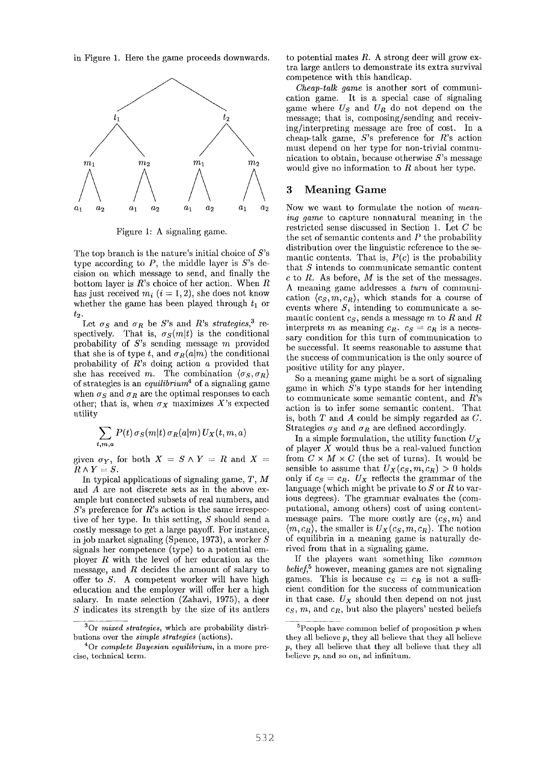in Figure 1. Here the game proceeds downwards.

Figure 1: A signaling game.

The top branch is the nature's initial choice of $S$'s type according to $P$, the middle layer is $S$'s decision on which message to send, and finally the bottom layer is $R$'s choice of her action. When $R$ has just received $m_i$ ($i = 1, 2$), she does not know whether the game has been played through $t_1$ or $t_2$.

Let $\sigma_S$ and $\sigma_R$ be $S$'s and $R$'s *strategies*,[3] respectively. That is, $\sigma_S(m|t)$ is the conditional probability of $S$'s sending message $m$ provided that she is of type $t$, and $\sigma_R(a|m)$ the conditional probability of $R$'s doing action $a$ provided that she has received $m$. The combination $\langle \sigma_S, \sigma_R \rangle$ of strategies is an *equilibrium*[4] of a signaling game when $\sigma_S$ and $\sigma_R$ are the optimal responses to each other; that is, when $\sigma_X$ maximizes $X$'s expected utility

$$\sum_{t,m,a} P(t)\, \sigma_S(m|t)\, \sigma_R(a|m)\, U_X(t, m, a)$$

given $\sigma_Y$, for both $X = S \wedge Y = R$ and $X = R \wedge Y = S$.

In typical applications of signaling game, $T$, $M$ and $A$ are not discrete sets as in the above example but connected subsets of real numbers, and $S$'s preference for $R$'s action is the same irrespective of her type. In this setting, $S$ should send a costly message to get a large payoff. For instance, in job market signaling (Spence, 1973), a worker $S$ signals her competence (type) to a potential employer $R$ with the level of her education as the message, and $R$ decides the amount of salary to offer to $S$. A competent worker will have high education and the employer will offer her a high salary. In mate selection (Zahavi, 1975), a deer $S$ indicates its strength by the size of its antlers to potential mates $R$. A strong deer will grow extra large antlers to demonstrate its extra survival competence with this handicap.

*Cheap-talk game* is another sort of communication game. It is a special case of signaling game where $U_S$ and $U_R$ do not depend on the message; that is, composing/sending and receiving/interpreting message are free of cost. In a cheap-talk game, $S$'s preference for $R$'s action must depend on her type for non-trivial communication to obtain, because otherwise $S$'s message would give no information to $R$ about her type.

## 3 Meaning Game

Now we want to formulate the notion of *meaning game* to capture nonnatural meaning in the restricted sense discussed in Section 1. Let $C$ be the set of semantic contents and $P$ the probability distribution over the linguistic reference to the semantic contents. That is, $P(c)$ is the probability that $S$ intends to communicate semantic content $c$ to $R$. As before, $M$ is the set of the messages. A meaning game addresses a *turn* of communication $\langle c_S, m, c_R \rangle$, which stands for a course of events where $S$, intending to communicate a semantic content $c_S$, sends a message $m$ to $R$ and $R$ interprets $m$ as meaning $c_R$. $c_S = c_R$ is a necessary condition for this turn of communication to be successful. It seems reasonable to assume that the success of communication is the only source of positive utility for any player.

So a meaning game might be a sort of signaling game in which $S$'s type stands for her intending to communicate some semantic content, and $R$'s action is to infer some semantic content. That is, both $T$ and $A$ could be simply regarded as $C$. Strategies $\sigma_S$ and $\sigma_R$ are defined accordingly.

In a simple formulation, the utility function $U_X$ of player $X$ would thus be a real-valued function from $C \times M \times C$ (the set of turns). It would be sensible to assume that $U_X(c_S, m, c_R) > 0$ holds only if $c_S = c_R$. $U_X$ reflects the grammar of the language (which might be private to $S$ or $R$ to various degrees). The grammar evaluates the (computational, among others) cost of using content-message pairs. The more costly are $\langle c_S, m \rangle$ and $\langle m, c_R \rangle$, the smaller is $U_X(c_S, m, c_R)$. The notion of equilibria in a meaning game is naturally derived from that in a signaling game.

If the players want something like *common belief*,[5] however, meaning games are not signaling games. This is because $c_S = c_R$ is not a sufficient condition for the success of communication in that case. $U_X$ should then depend on not just $c_S$, $m$, and $c_R$, but also the players' nested beliefs

[3] Or *mixed strategies*, which are probability distributions over the *simple strategies* (actions).

[4] Or *complete Bayesian equilibrium*, in a more precise, technical term.

[5] People have common belief of proposition $p$ when they all believe $p$, they all believe that they all believe $p$, they all believe that they all believe that they all believe $p$, and so on, ad infinitum.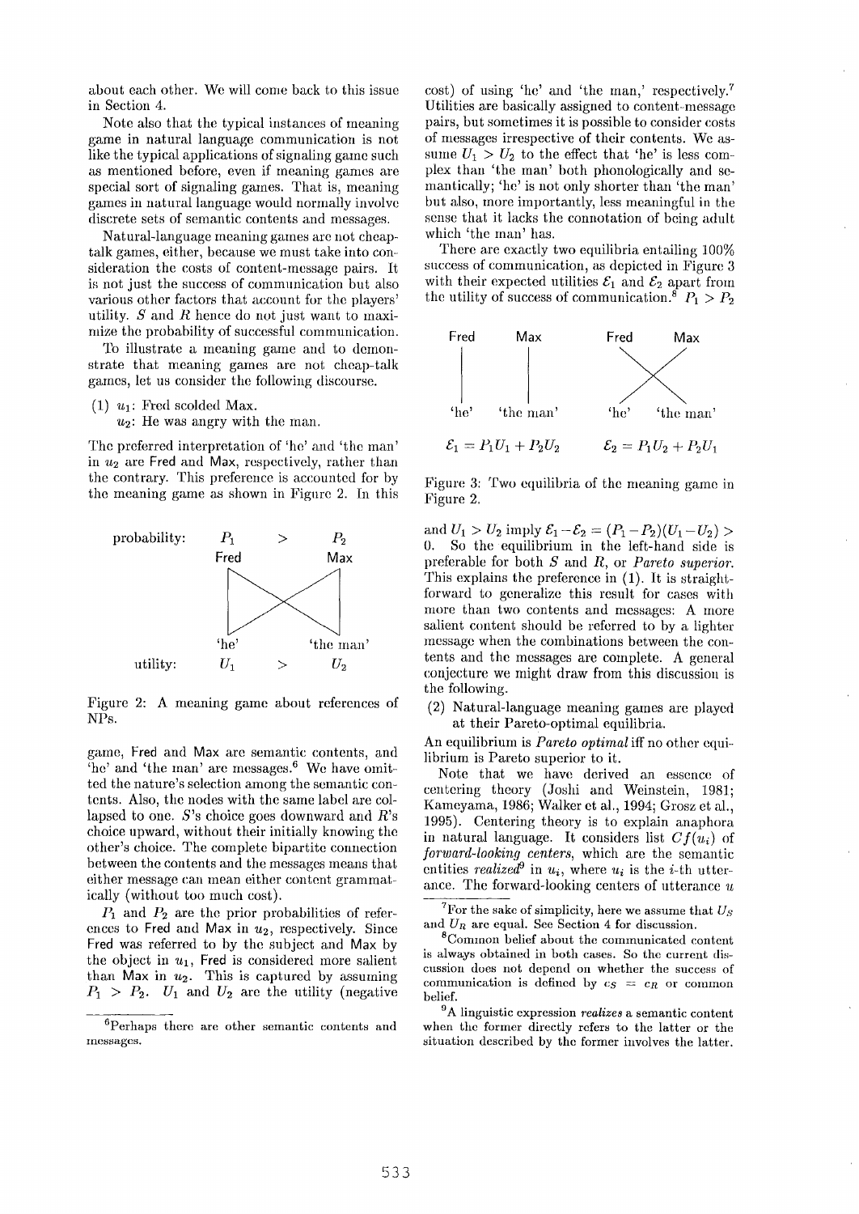about each other. We will come back to this issue in Section 4.

Note also that the typical instances of meaning game in natural language communication is not like the typical applications of signaling game such as mentioned before, even if meaning games are special sort of signaling games. That is, meaning games in natural language would normally involve discrete sets of semantic contents and messages.

Natural-language meaning games are not cheap-talk games, either, because we must take into consideration the costs of content-message pairs. It is not just the success of communication but also various other factors that account for the players' utility. $S$ and $R$ hence do not just want to maximize the probability of successful communication.

To illustrate a meaning game and to demonstrate that meaning games are not cheap-talk games, let us consider the following discourse.

(1) $u_1$: Fred scolded Max.
$u_2$: He was angry with the man.

The preferred interpretation of 'he' and 'the man' in $u_2$ are Fred and Max, respectively, rather than the contrary. This preference is accounted for by the meaning game as shown in Figure 2. In this

probability: $P_1$ > $P_2$
Fred — Max
'he' — 'the man'
utility: $U_1$ > $U_2$

Figure 2: A meaning game about references of NPs.

game, Fred and Max are semantic contents, and 'he' and 'the man' are messages.[6] We have omitted the nature's selection among the semantic contents. Also, the nodes with the same label are collapsed to one. $S$'s choice goes downward and $R$'s choice upward, without their initially knowing the other's choice. The complete bipartite connection between the contents and the messages means that either message can mean either content grammatically (without too much cost).

$P_1$ and $P_2$ are the prior probabilities of references to Fred and Max in $u_2$, respectively. Since Fred was referred to by the subject and Max by the object in $u_1$, Fred is considered more salient than Max in $u_2$. This is captured by assuming $P_1 > P_2$. $U_1$ and $U_2$ are the utility (negative cost) of using 'he' and 'the man,' respectively.[7] Utilities are basically assigned to content-message pairs, but sometimes it is possible to consider costs of messages irrespective of their contents. We assume $U_1 > U_2$ to the effect that 'he' is less complex than 'the man' both phonologically and semantically; 'he' is not only shorter than 'the man' but also, more importantly, less meaningful in the sense that it lacks the connotation of being adult which 'the man' has.

There are exactly two equilibria entailing 100% success of communication, as depicted in Figure 3 with their expected utilities $\mathcal{E}_1$ and $\mathcal{E}_2$ apart from the utility of success of communication.[8] $P_1 > P_2$

Fred — 'he', Max — 'the man': $\mathcal{E}_1 = P_1U_1 + P_2U_2$

Fred — 'the man', Max — 'he': $\mathcal{E}_2 = P_1U_2 + P_2U_1$

Figure 3: Two equilibria of the meaning game in Figure 2.

and $U_1 > U_2$ imply $\mathcal{E}_1 - \mathcal{E}_2 = (P_1 - P_2)(U_1 - U_2) > 0$. So the equilibrium in the left-hand side is preferable for both $S$ and $R$, or *Pareto superior*. This explains the preference in (1). It is straightforward to generalize this result for cases with more than two contents and messages: A more salient content should be referred to by a lighter message when the combinations between the contents and the messages are complete. A general conjecture we might draw from this discussion is the following.

(2) Natural-language meaning games are played at their Pareto-optimal equilibria.

An equilibrium is *Pareto optimal* iff no other equilibrium is Pareto superior to it.

Note that we have derived an essence of centering theory (Joshi and Weinstein, 1981; Kameyama, 1986; Walker et al., 1994; Grosz et al., 1995). Centering theory is to explain anaphora in natural language. It considers list $Cf(u_i)$ of *forward-looking centers*, which are the semantic entities *realized*[9] in $u_i$, where $u_i$ is the $i$-th utterance. The forward-looking centers of utterance $u$

[6] Perhaps there are other semantic contents and messages.

[7] For the sake of simplicity, here we assume that $U_S$ and $U_R$ are equal. See Section 4 for discussion.

[8] Common belief about the communicated content is always obtained in both cases. So the current discussion does not depend on whether the success of communication is defined by $c_S = c_R$ or common belief.

[9] A linguistic expression *realizes* a semantic content when the former directly refers to the latter or the situation described by the former involves the latter.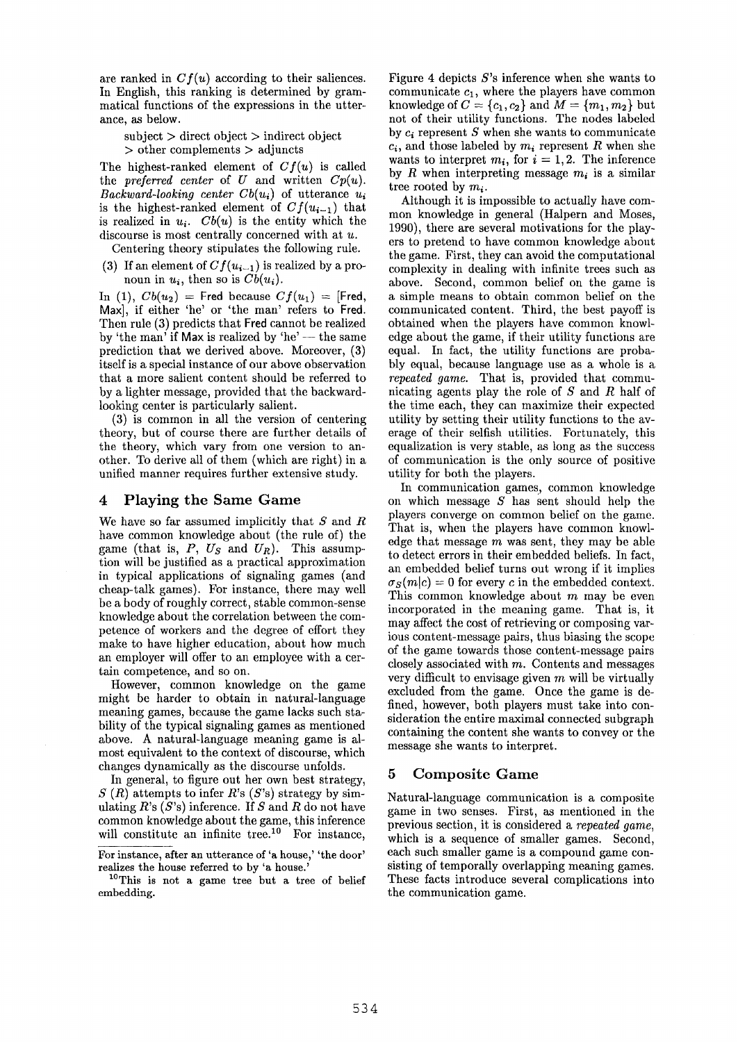are ranked in $Cf(u)$ according to their saliences. In English, this ranking is determined by grammatical functions of the expressions in the utterance, as below.

subject > direct object > indirect object
> other complements > adjuncts

The highest-ranked element of $Cf(u)$ is called the *preferred center* of $U$ and written $Cp(u)$. *Backward-looking center* $Cb(u_i)$ of utterance $u_i$ is the highest-ranked element of $Cf(u_{i-1})$ that is realized in $u_i$. $Cb(u)$ is the entity which the discourse is most centrally concerned with at $u$.

Centering theory stipulates the following rule.

(3) If an element of $Cf(u_{i-1})$ is realized by a pronoun in $u_i$, then so is $Cb(u_i)$.

In (1), $Cb(u_2)$ = Fred because $Cf(u_1)$ = [Fred, Max], if either 'he' or 'the man' refers to Fred. Then rule (3) predicts that Fred cannot be realized by 'the man' if Max is realized by 'he' — the same prediction that we derived above. Moreover, (3) itself is a special instance of our above observation that a more salient content should be referred to by a lighter message, provided that the backward-looking center is particularly salient.

(3) is common in all the version of centering theory, but of course there are further details of the theory, which vary from one version to another. To derive all of them (which are right) in a unified manner requires further extensive study.

## 4 Playing the Same Game

We have so far assumed implicitly that $S$ and $R$ have common knowledge about (the rule of) the game (that is, $P$, $U_S$ and $U_R$). This assumption will be justified as a practical approximation in typical applications of signaling games (and cheap-talk games). For instance, there may well be a body of roughly correct, stable common-sense knowledge about the correlation between the competence of workers and the degree of effort they make to have higher education, about how much an employer will offer to an employee with a certain competence, and so on.

However, common knowledge on the game might be harder to obtain in natural-language meaning games, because the game lacks such stability of the typical signaling games as mentioned above. A natural-language meaning game is almost equivalent to the context of discourse, which changes dynamically as the discourse unfolds.

In general, to figure out her own best strategy, $S$ ($R$) attempts to infer $R$'s ($S$'s) strategy by simulating $R$'s ($S$'s) inference. If $S$ and $R$ do not have common knowledge about the game, this inference will constitute an infinite tree.[10] For instance, Figure 4 depicts $S$'s inference when she wants to communicate $c_1$, where the players have common knowledge of $C = \{c_1, c_2\}$ and $M = \{m_1, m_2\}$ but not of their utility functions. The nodes labeled by $c_i$ represent $S$ when she wants to communicate $c_i$, and those labeled by $m_i$ represent $R$ when she wants to interpret $m_i$, for $i = 1, 2$. The inference by $R$ when interpreting message $m_i$ is a similar tree rooted by $m_i$.

Although it is impossible to actually have common knowledge in general (Halpern and Moses, 1990), there are several motivations for the players to pretend to have common knowledge about the game. First, they can avoid the computational complexity in dealing with infinite trees such as above. Second, common belief on the game is a simple means to obtain common belief on the communicated content. Third, the best payoff is obtained when the players have common knowledge about the game, if their utility functions are equal. In fact, the utility functions are probably equal, because language use as a whole is a *repeated game*. That is, provided that communicating agents play the role of $S$ and $R$ half of the time each, they can maximize their expected utility by setting their utility functions to the average of their selfish utilities. Fortunately, this equalization is very stable, as long as the success of communication is the only source of positive utility for both the players.

In communication games, common knowledge on which message $S$ has sent should help the players converge on common belief on the game. That is, when the players have common knowledge that message $m$ was sent, they may be able to detect errors in their embedded beliefs. In fact, an embedded belief turns out wrong if it implies $\sigma_S(m|c) = 0$ for every $c$ in the embedded context. This common knowledge about $m$ may be even incorporated in the meaning game. That is, it may affect the cost of retrieving or composing various content-message pairs, thus biasing the scope of the game towards those content-message pairs closely associated with $m$. Contents and messages very difficult to envisage given $m$ will be virtually excluded from the game. Once the game is defined, however, both players must take into consideration the entire maximal connected subgraph containing the content she wants to convey or the message she wants to interpret.

## 5 Composite Game

Natural-language communication is a composite game in two senses. First, as mentioned in the previous section, it is considered a *repeated game*, which is a sequence of smaller games. Second, each such smaller game is a compound game consisting of temporally overlapping meaning games. These facts introduce several complications into the communication game.

---

For instance, after an utterance of 'a house,' 'the door' realizes the house referred to by 'a house.'

[10] This is not a game tree but a tree of belief embedding.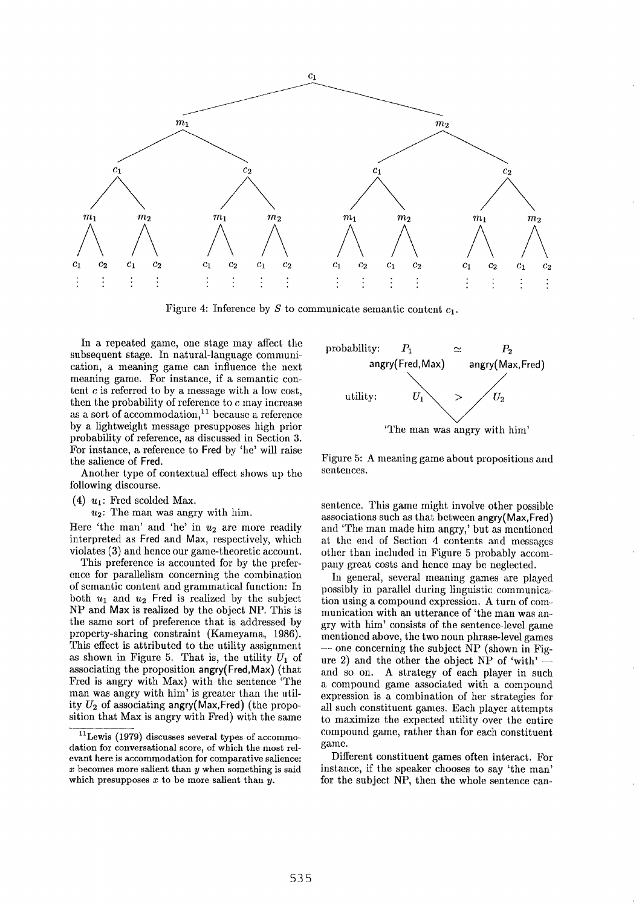Figure 4: Inference by $S$ to communicate semantic content $c_1$.

In a repeated game, one stage may affect the subsequent stage. In natural-language communication, a meaning game can influence the next meaning game. For instance, if a semantic content $c$ is referred to by a message with a low cost, then the probability of reference to $c$ may increase as a sort of accommodation,[11] because a reference by a lightweight message presupposes high prior probability of reference, as discussed in Section 3. For instance, a reference to Fred by 'he' will raise the salience of Fred.

Another type of contextual effect shows up the following discourse.

(4) $u_1$: Fred scolded Max.
$u_2$: The man was angry with him.

Here 'the man' and 'he' in $u_2$ are more readily interpreted as Fred and Max, respectively, which violates (3) and hence our game-theoretic account.

This preference is accounted for by the preference for parallelism concerning the combination of semantic content and grammatical function: In both $u_1$ and $u_2$ Fred is realized by the subject NP and Max is realized by the object NP. This is the same sort of preference that is addressed by property-sharing constraint (Kameyama, 1986). This effect is attributed to the utility assignment as shown in Figure 5. That is, the utility $U_1$ of associating the proposition angry(Fred,Max) (that Fred is angry with Max) with the sentence 'The man was angry with him' is greater than the utility $U_2$ of associating angry(Max,Fred) (the proposition that Max is angry with Fred) with the same sentence. This game might involve other possible associations such as that between angry(Max,Fred) and 'The man made him angry,' but as mentioned at the end of Section 4 contents and messages other than included in Figure 5 probably accompany great costs and hence may be neglected.

Figure 5: A meaning game about propositions and sentences.

In general, several meaning games are played possibly in parallel during linguistic communication using a compound expression. A turn of communication with an utterance of 'the man was angry with him' consists of the sentence-level game mentioned above, the two noun phrase-level games — one concerning the subject NP (shown in Figure 2) and the other the object NP of 'with' — and so on. A strategy of each player in such a compound game associated with a compound expression is a combination of her strategies for all such constituent games. Each player attempts to maximize the expected utility over the entire compound game, rather than for each constituent game.

Different constituent games often interact. For instance, if the speaker chooses to say 'the man' for the subject NP, then the whole sentence can-

[11] Lewis (1979) discusses several types of accommodation for conversational score, of which the most relevant here is accommodation for comparative salience: $x$ becomes more salient than $y$ when something is said which presupposes $x$ to be more salient than $y$.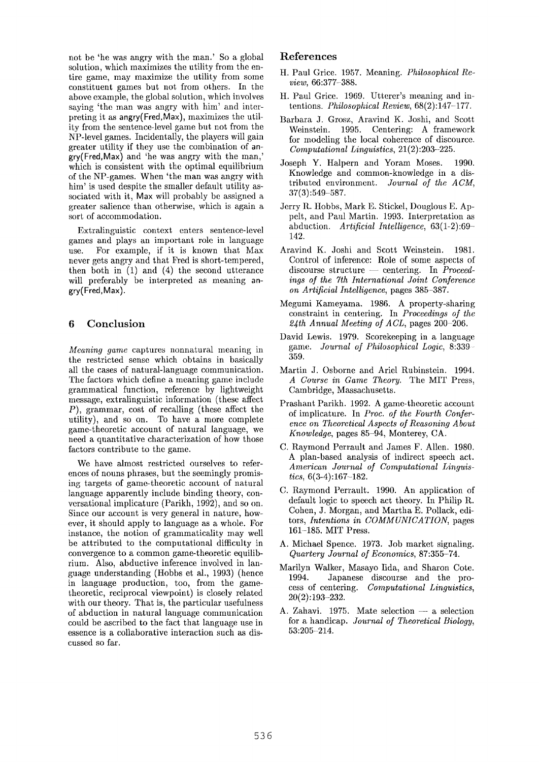not be 'he was angry with the man.' So a global solution, which maximizes the utility from the entire game, may maximize the utility from some constituent games but not from others. In the above example, the global solution, which involves saying 'the man was angry with him' and interpreting it as angry(Fred,Max), maximizes the utility from the sentence-level game but not from the NP-level games. Incidentally, the players will gain greater utility if they use the combination of angry(Fred,Max) and 'he was angry with the man,' which is consistent with the optimal equilibrium of the NP-games. When 'the man was angry with him' is used despite the smaller default utility associated with it, Max will probably be assigned a greater salience than otherwise, which is again a sort of accommodation.

Extralinguistic context enters sentence-level games and plays an important role in language use. For example, if it is known that Max never gets angry and that Fred is short-tempered, then both in (1) and (4) the second utterance will preferably be interpreted as meaning angry(Fred,Max).

## 6 Conclusion

*Meaning game* captures nonnatural meaning in the restricted sense which obtains in basically all the cases of natural-language communication. The factors which define a meaning game include grammatical function, reference by lightweight message, extralinguistic information (these affect $P$), grammar, cost of recalling (these affect the utility), and so on. To have a more complete game-theoretic account of natural language, we need a quantitative characterization of how those factors contribute to the game.

We have almost restricted ourselves to references of nouns phrases, but the seemingly promising targets of game-theoretic account of natural language apparently include binding theory, conversational implicature (Parikh, 1992), and so on. Since our account is very general in nature, however, it should apply to language as a whole. For instance, the notion of grammaticality may well be attributed to the computational difficulty in convergence to a common game-theoretic equilibrium. Also, abductive inference involved in language understanding (Hobbs et al., 1993) (hence in language production, too, from the game-theoretic, reciprocal viewpoint) is closely related with our theory. That is, the particular usefulness of abduction in natural language communication could be ascribed to the fact that language use in essence is a collaborative interaction such as discussed so far.

## References

H. Paul Grice. 1957. Meaning. *Philosophical Review*, 66:377–388.

H. Paul Grice. 1969. Utterer's meaning and intentions. *Philosophical Review*, 68(2):147–177.

Barbara J. Grosz, Aravind K. Joshi, and Scott Weinstein. 1995. Centering: A framework for modeling the local coherence of discource. *Computational Linguistics*, 21(2):203–225.

Joseph Y. Halpern and Yoram Moses. 1990. Knowledge and common-knowledge in a distributed environment. *Journal of the ACM*, 37(3):549–587.

Jerry R. Hobbs, Mark E. Stickel, Douglous E. Appelt, and Paul Martin. 1993. Interpretation as abduction. *Artificial Intelligence*, 63(1-2):69–142.

Aravind K. Joshi and Scott Weinstein. 1981. Control of inference: Role of some aspects of discourse structure — centering. In *Proceedings of the 7th International Joint Conference on Artificial Intelligence*, pages 385–387.

Megumi Kameyama. 1986. A property-sharing constraint in centering. In *Proceedings of the 24th Annual Meeting of ACL*, pages 200–206.

David Lewis. 1979. Scorekeeping in a language game. *Journal of Philosophical Logic*, 8:339–359.

Martin J. Osborne and Ariel Rubinstein. 1994. *A Course in Game Theory*. The MIT Press, Cambridge, Massachusetts.

Prashant Parikh. 1992. A game-theoretic account of implicature. In *Proc. of the Fourth Conference on Theoretical Aspects of Reasoning About Knowledge*, pages 85–94, Monterey, CA.

C. Raymond Perrault and James F. Allen. 1980. A plan-based analysis of indirect speech act. *American Journal of Computational Linguistics*, 6(3-4):167–182.

C. Raymond Perrault. 1990. An application of default logic to speech act theory. In Philip R. Cohen, J. Morgan, and Martha E. Pollack, editors, *Intentions in COMMUNICATION*, pages 161–185. MIT Press.

A. Michael Spence. 1973. Job market signaling. *Quartery Journal of Economics*, 87:355–74.

Marilyn Walker, Masayo Iida, and Sharon Cote. 1994. Japanese discourse and the process of centering. *Computational Linguistics*, 20(2):193–232.

A. Zahavi. 1975. Mate selection — a selection for a handicap. *Journal of Theoretical Biology*, 53:205–214.